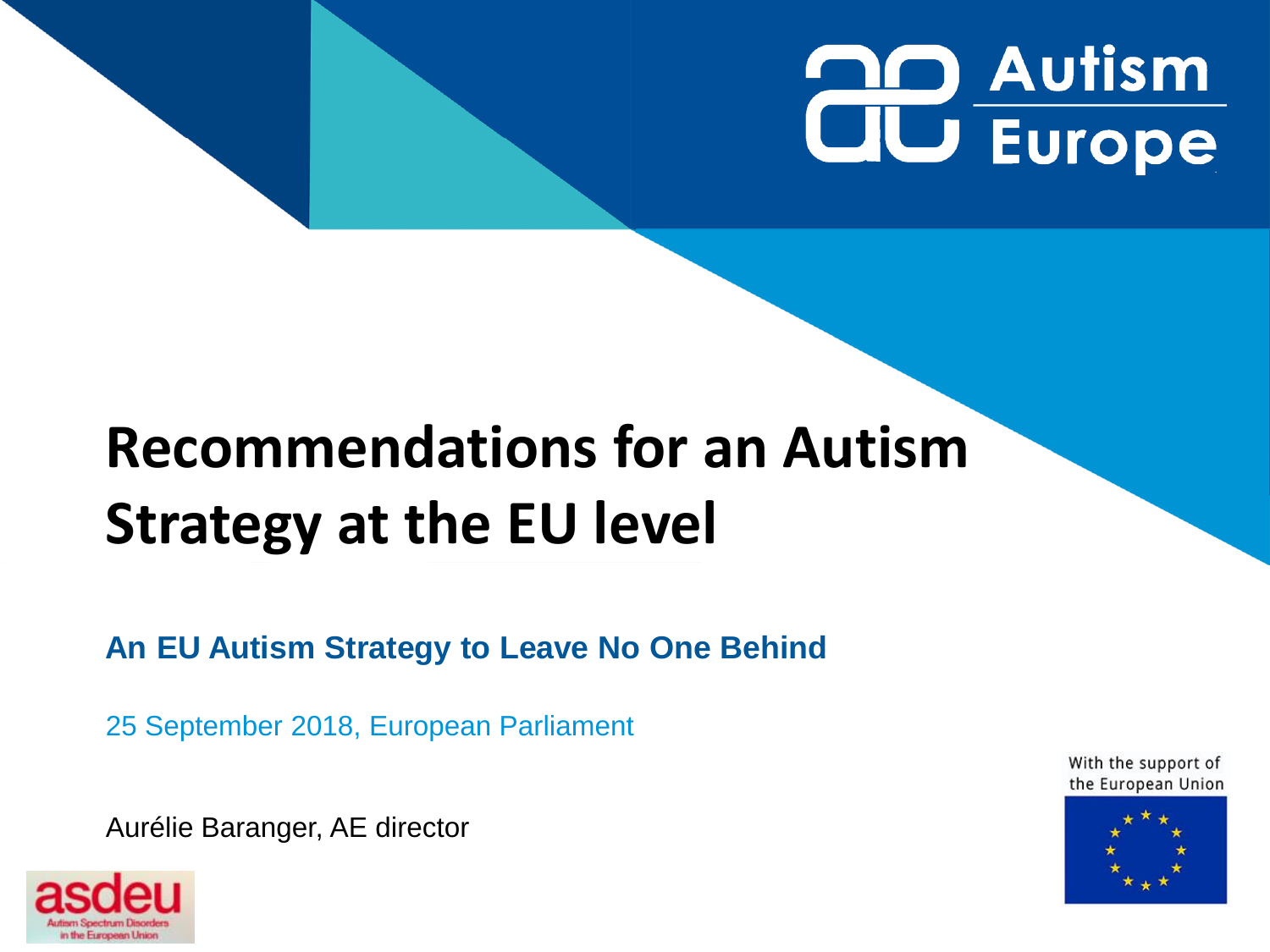Autism Europe

# Recommendations for an Autism Strategy at the EU level

**An EU Autism Strategy to Leave No One Behind**

25 September 2018, European Parliament

Aurélie Baranger, AE director

With the support of the European Union

asdeu
Autism Spectrum Disorders in the European Union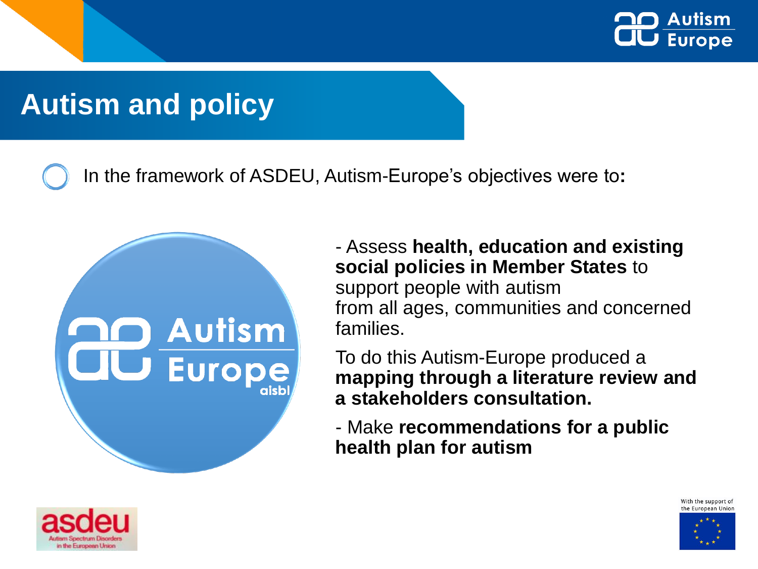# Autism and policy

In the framework of ASDEU, Autism-Europe's objectives were to:

- Assess **health, education and existing social policies in Member States** to support people with autism from all ages, communities and concerned families.

  To do this Autism-Europe produced a **mapping through a literature review and a stakeholders consultation.**

- Make **recommendations for a public health plan for autism**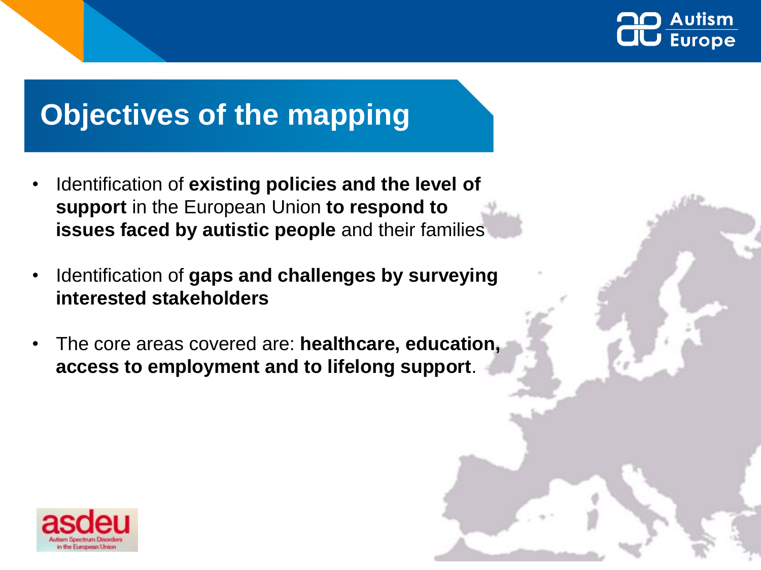# Objectives of the mapping

- Identification of **existing policies and the level of support** in the European Union **to respond to issues faced by autistic people** and their families
- Identification of **gaps and challenges by surveying interested stakeholders**
- The core areas covered are: **healthcare, education, access to employment and to lifelong support**.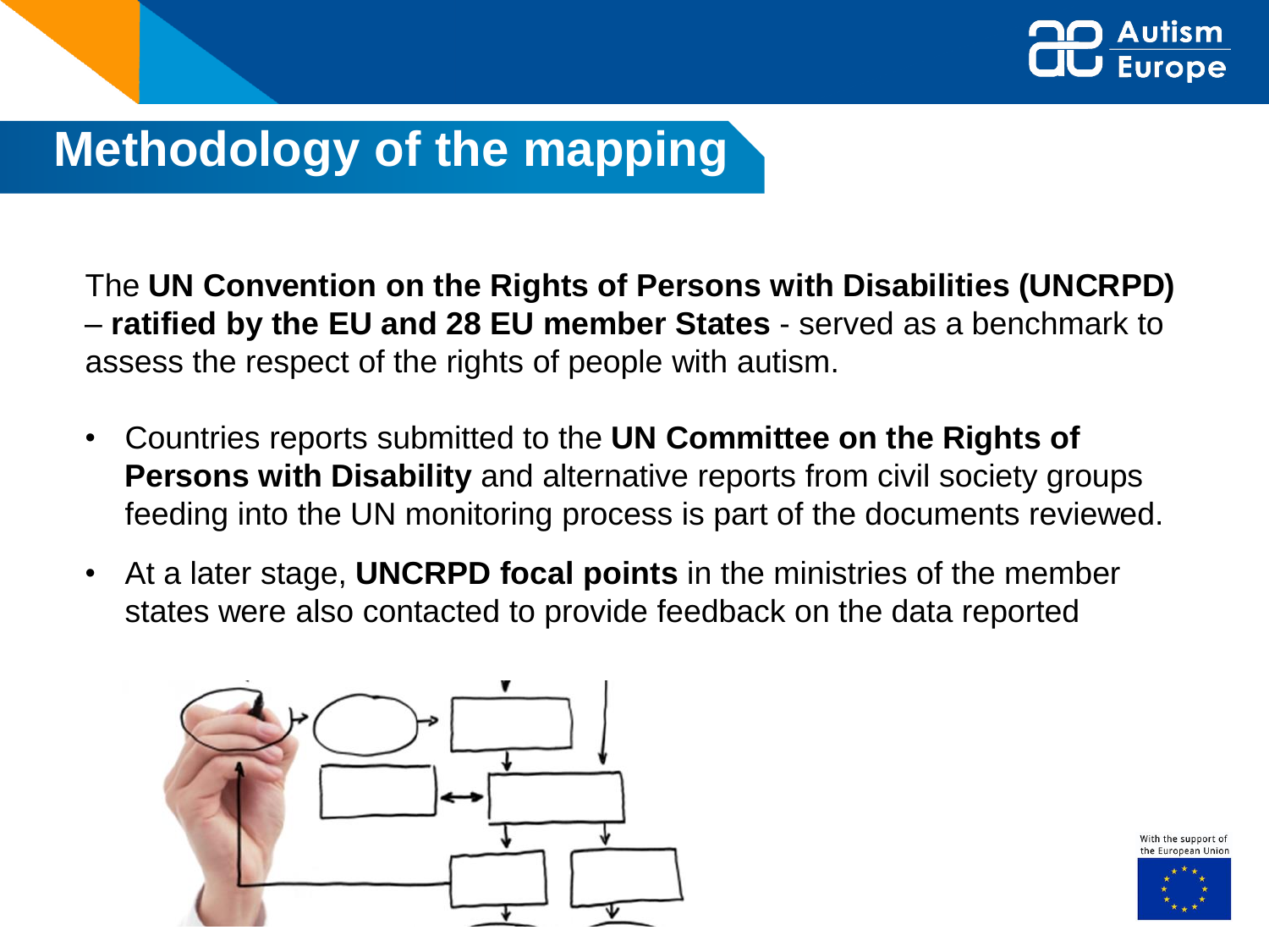# Methodology of the mapping

The **UN Convention on the Rights of Persons with Disabilities (UNCRPD)** – **ratified by the EU and 28 EU member States** - served as a benchmark to assess the respect of the rights of people with autism.

- Countries reports submitted to the **UN Committee on the Rights of Persons with Disability** and alternative reports from civil society groups feeding into the UN monitoring process is part of the documents reviewed.
- At a later stage, **UNCRPD focal points** in the ministries of the member states were also contacted to provide feedback on the data reported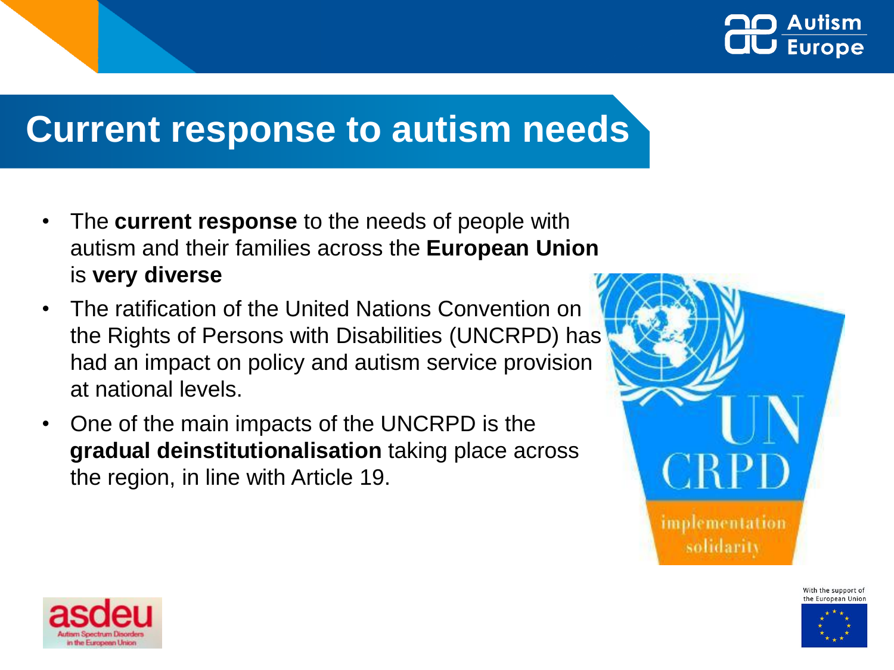# Current response to autism needs

- The **current response** to the needs of people with autism and their families across the **European Union** is **very diverse**
- The ratification of the United Nations Convention on the Rights of Persons with Disabilities (UNCRPD) has had an impact on policy and autism service provision at national levels.
- One of the main impacts of the UNCRPD is the **gradual deinstitutionalisation** taking place across the region, in line with Article 19.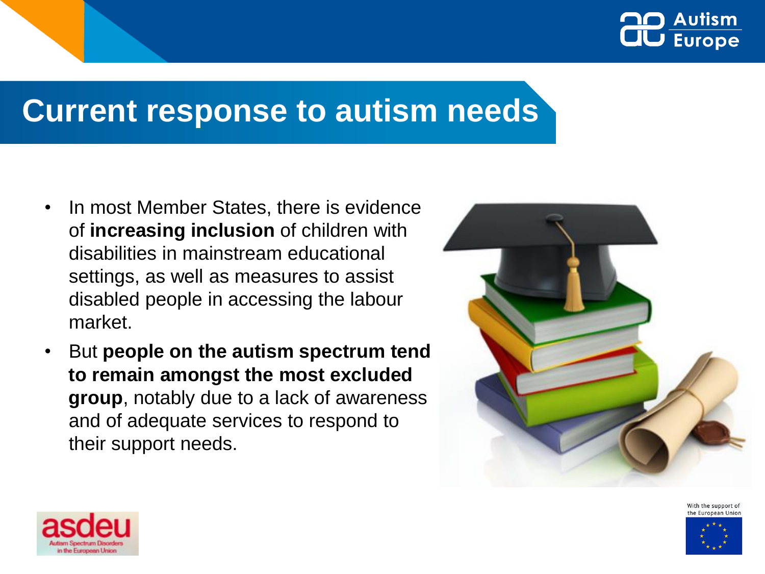# Current response to autism needs

- In most Member States, there is evidence of **increasing inclusion** of children with disabilities in mainstream educational settings, as well as measures to assist disabled people in accessing the labour market.
- But **people on the autism spectrum tend to remain amongst the most excluded group**, notably due to a lack of awareness and of adequate services to respond to their support needs.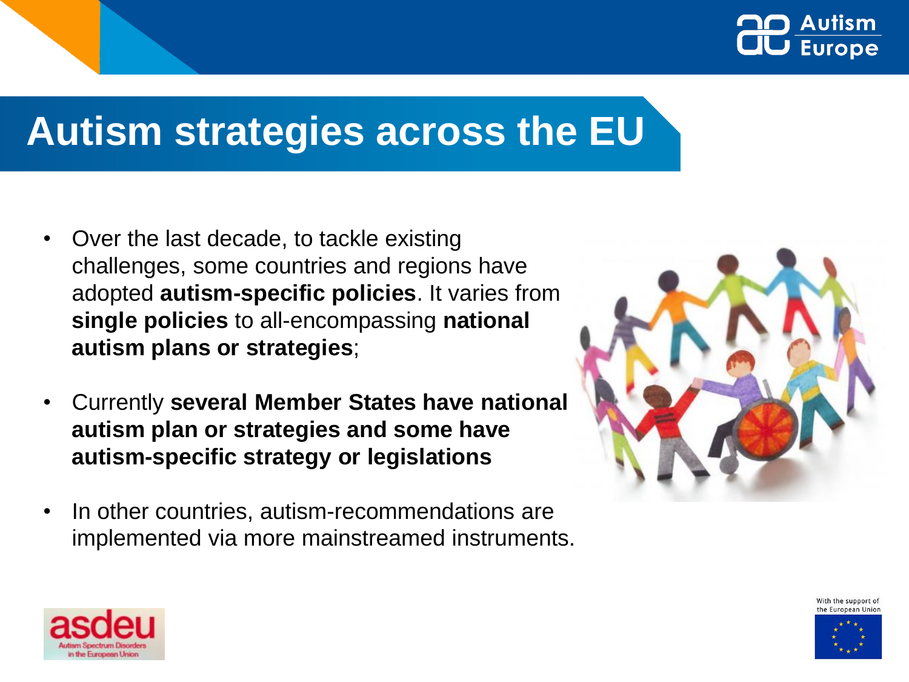# Autism strategies across the EU

- Over the last decade, to tackle existing challenges, some countries and regions have adopted **autism-specific policies**. It varies from **single policies** to all-encompassing **national autism plans or strategies**;
- Currently **several Member States have national autism plan or strategies and some have autism-specific strategy or legislations**
- In other countries, autism-recommendations are implemented via more mainstreamed instruments.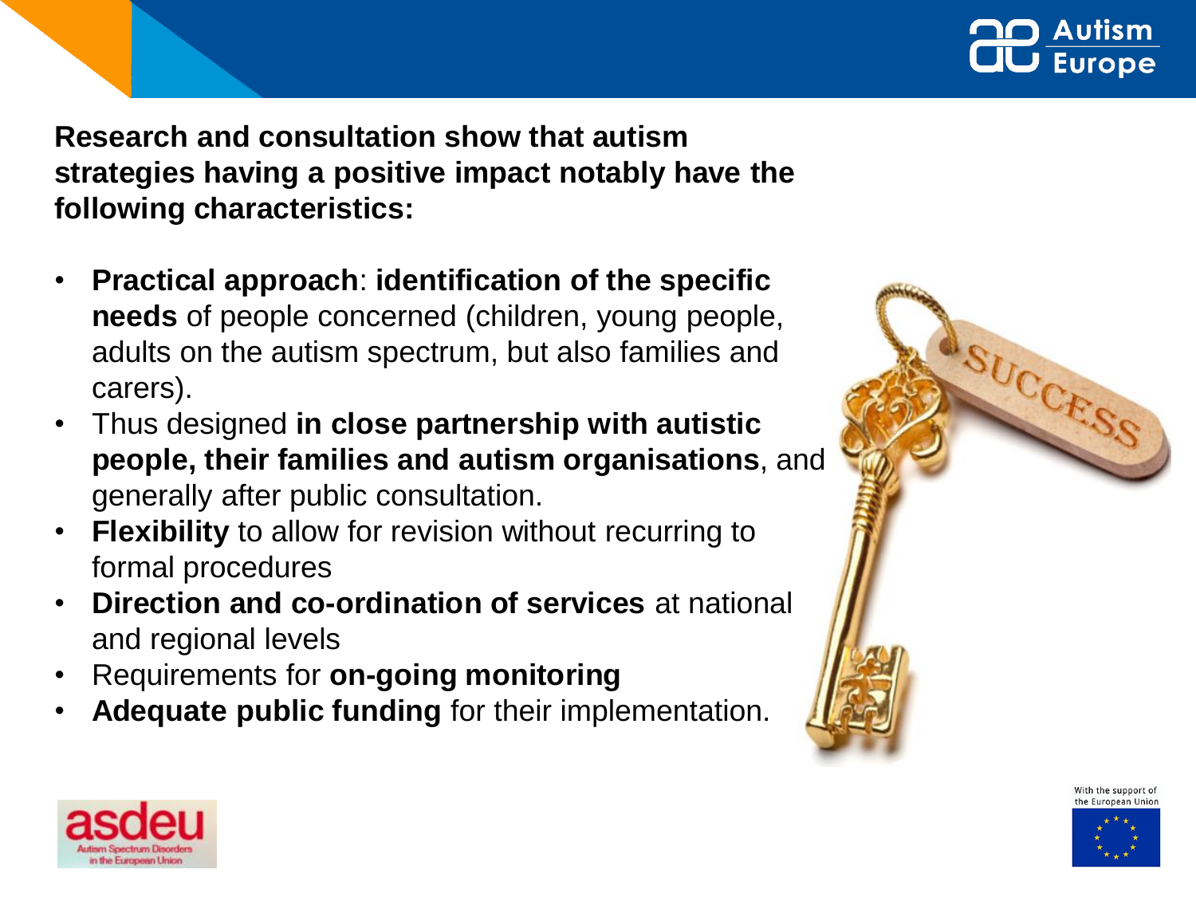**Research and consultation show that autism strategies having a positive impact notably have the following characteristics:**

- **Practical approach**: **identification of the specific needs** of people concerned (children, young people, adults on the autism spectrum, but also families and carers).
- Thus designed **in close partnership with autistic people, their families and autism organisations**, and generally after public consultation.
- **Flexibility** to allow for revision without recurring to formal procedures
- **Direction and co-ordination of services** at national and regional levels
- Requirements for **on-going monitoring**
- **Adequate public funding** for their implementation.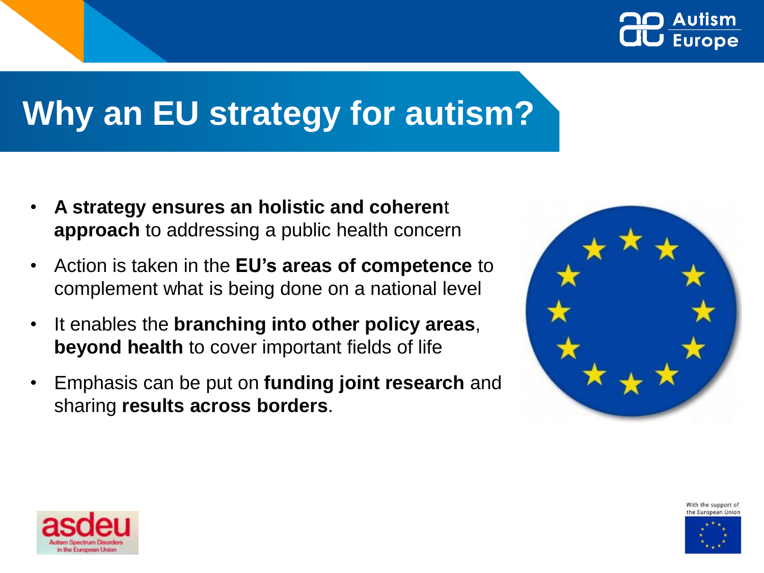# Why an EU strategy for autism?

- **A strategy ensures an holistic and coherent approach** to addressing a public health concern
- Action is taken in the **EU's areas of competence** to complement what is being done on a national level
- It enables the **branching into other policy areas**, **beyond health** to cover important fields of life
- Emphasis can be put on **funding joint research** and sharing **results across borders**.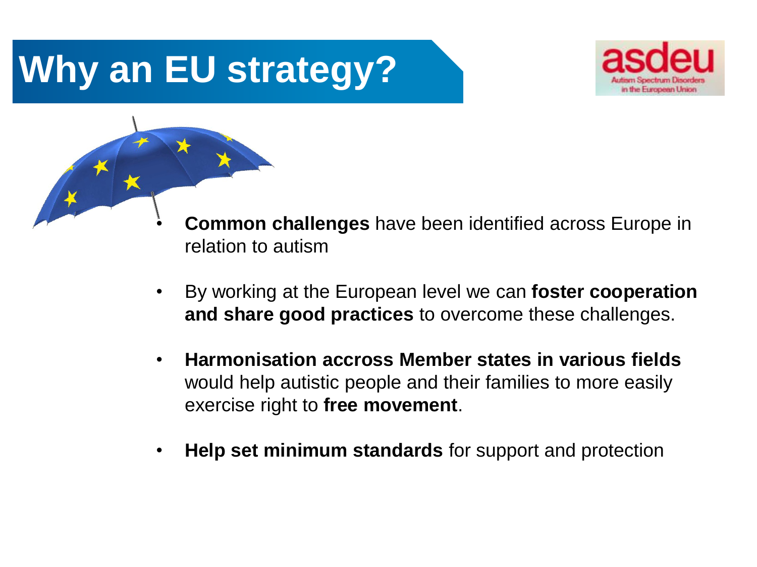# Why an EU strategy?

asdeu
Autism Spectrum Disorders in the European Union

- **Common challenges** have been identified across Europe in relation to autism
- By working at the European level we can **foster cooperation and share good practices** to overcome these challenges.
- **Harmonisation accross Member states in various fields** would help autistic people and their families to more easily exercise right to **free movement**.
- **Help set minimum standards** for support and protection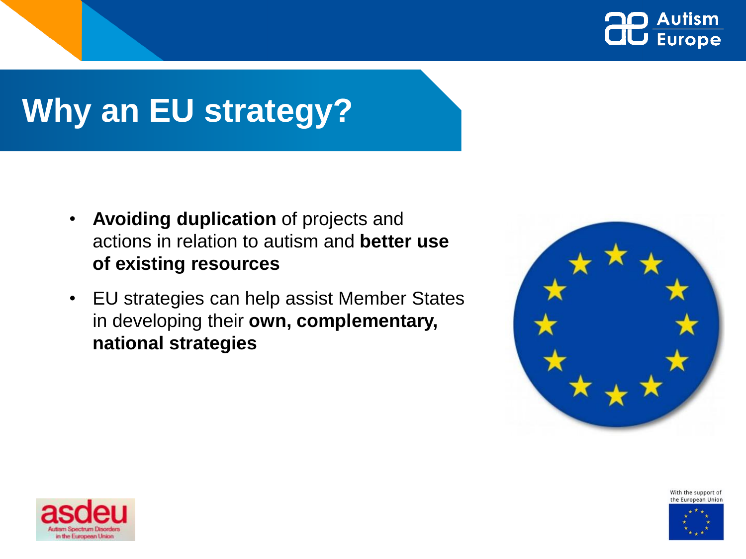# Why an EU strategy?

- **Avoiding duplication** of projects and actions in relation to autism and **better use of existing resources**
- EU strategies can help assist Member States in developing their **own, complementary, national strategies**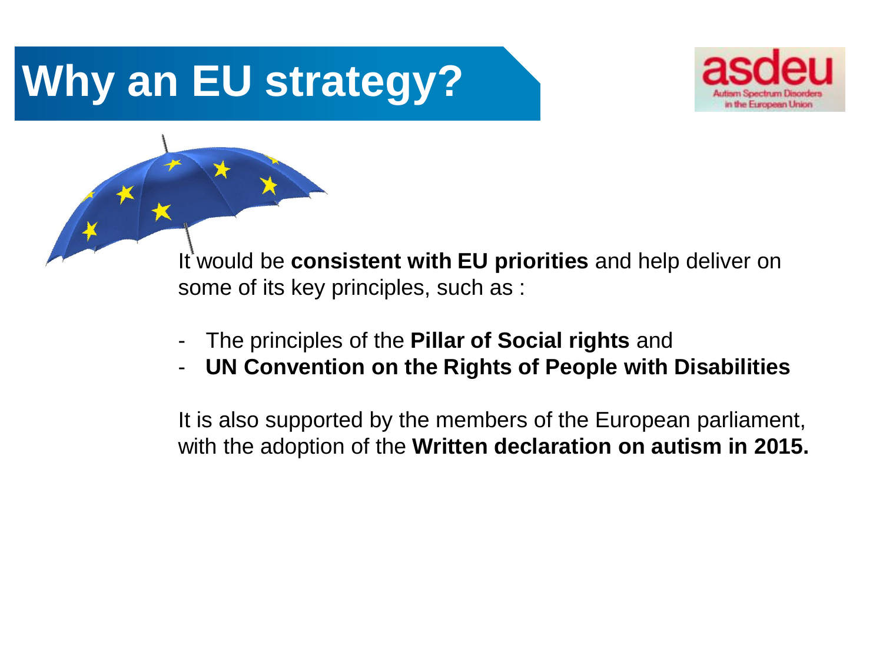# Why an EU strategy?

It would be **consistent with EU priorities** and help deliver on some of its key principles, such as :

- The principles of the **Pillar of Social rights** and
- **UN Convention on the Rights of People with Disabilities**

It is also supported by the members of the European parliament, with the adoption of the **Written declaration on autism in 2015.**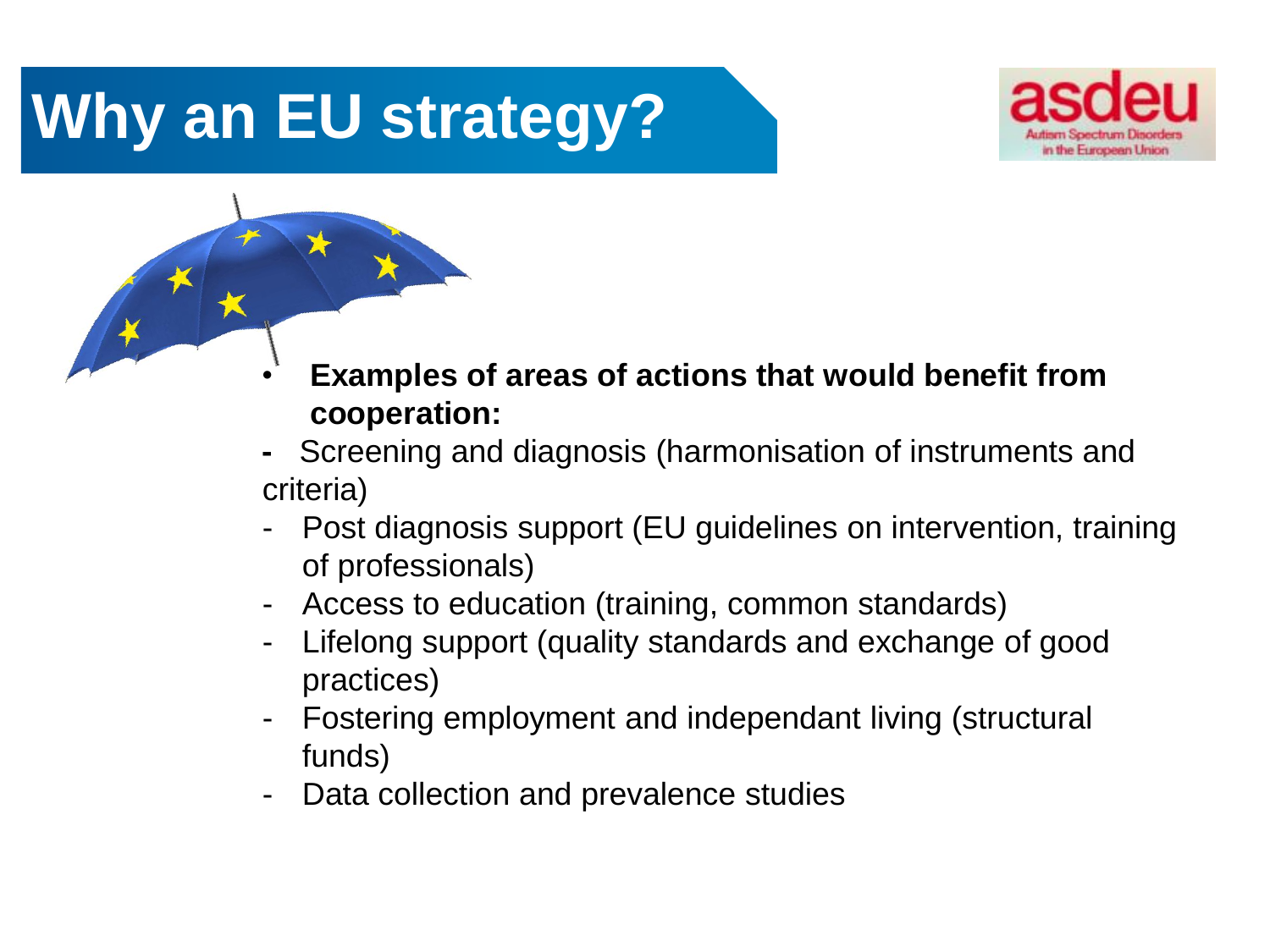# Why an EU strategy?

- **Examples of areas of actions that would benefit from cooperation:**

- Screening and diagnosis (harmonisation of instruments and criteria)
- Post diagnosis support (EU guidelines on intervention, training of professionals)
- Access to education (training, common standards)
- Lifelong support (quality standards and exchange of good practices)
- Fostering employment and independant living (structural funds)
- Data collection and prevalence studies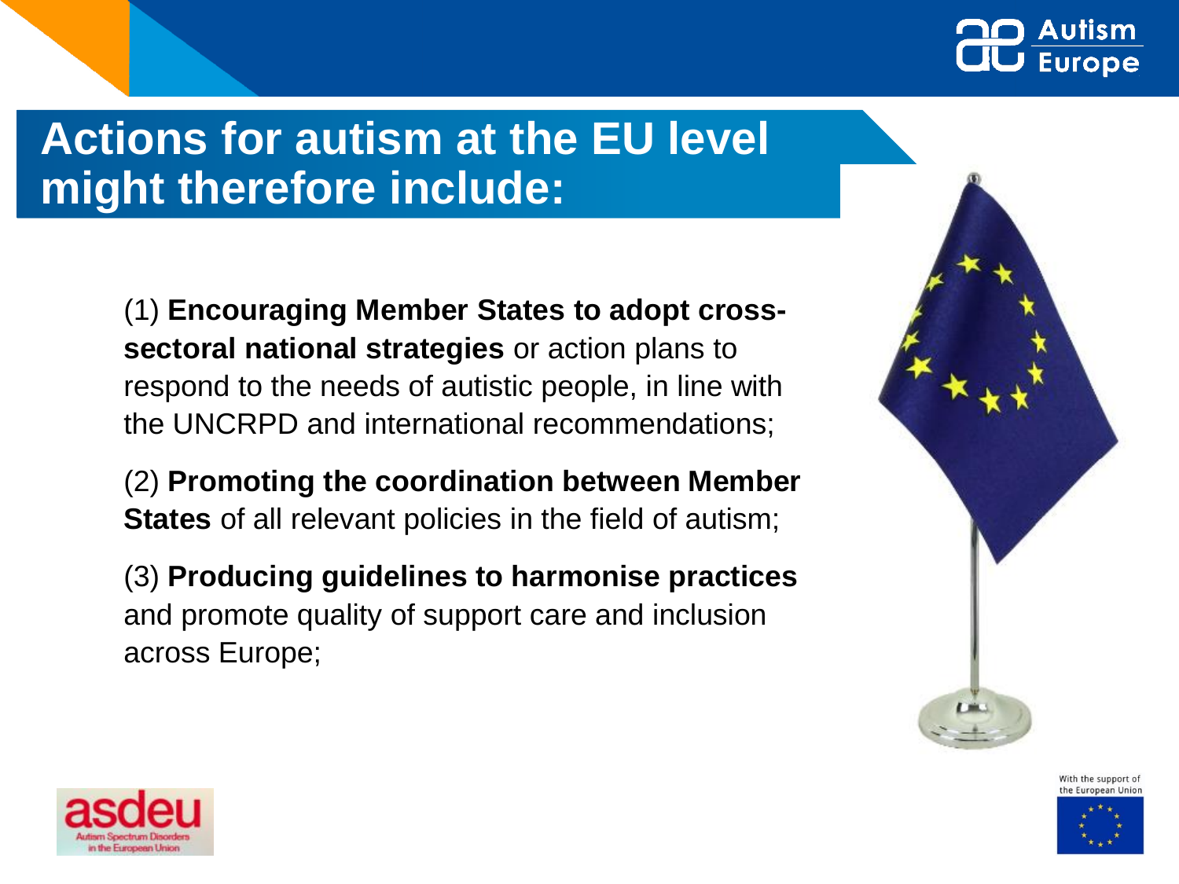# Actions for autism at the EU level might therefore include:

(1) **Encouraging Member States to adopt cross-sectoral national strategies** or action plans to respond to the needs of autistic people, in line with the UNCRPD and international recommendations;

(2) **Promoting the coordination between Member States** of all relevant policies in the field of autism;

(3) **Producing guidelines to harmonise practices** and promote quality of support care and inclusion across Europe;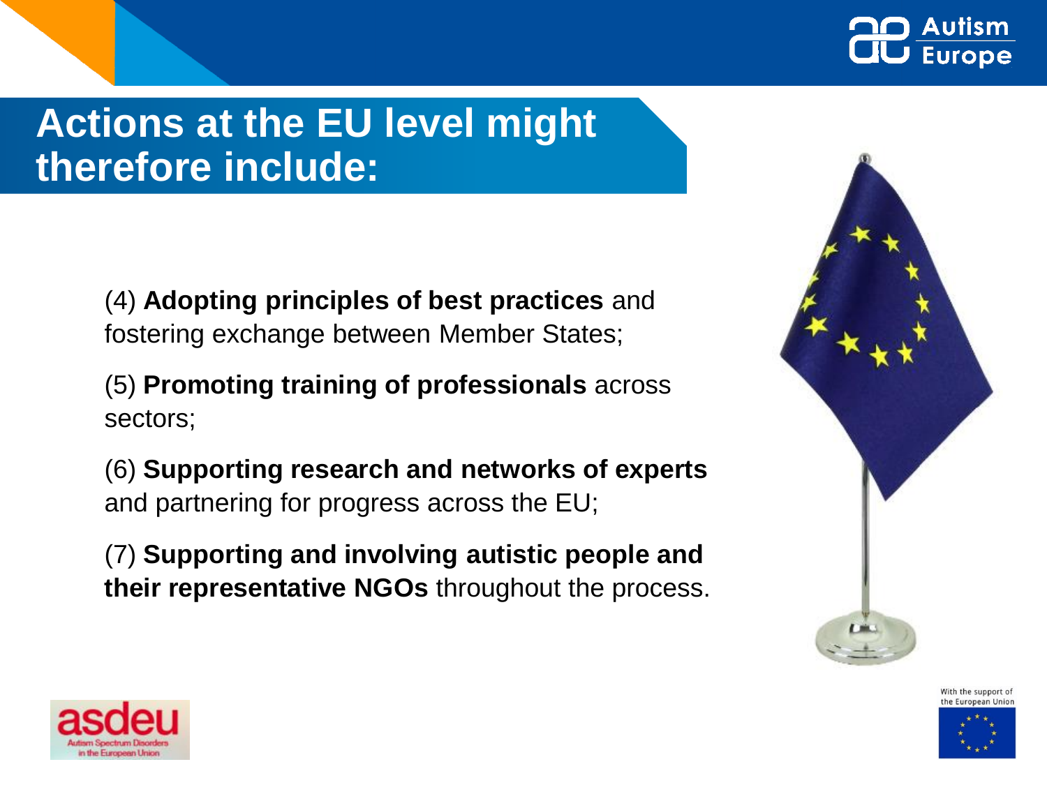## Actions at the EU level might therefore include:

(4) **Adopting principles of best practices** and fostering exchange between Member States;

(5) **Promoting training of professionals** across sectors;

(6) **Supporting research and networks of experts** and partnering for progress across the EU;

(7) **Supporting and involving autistic people and their representative NGOs** throughout the process.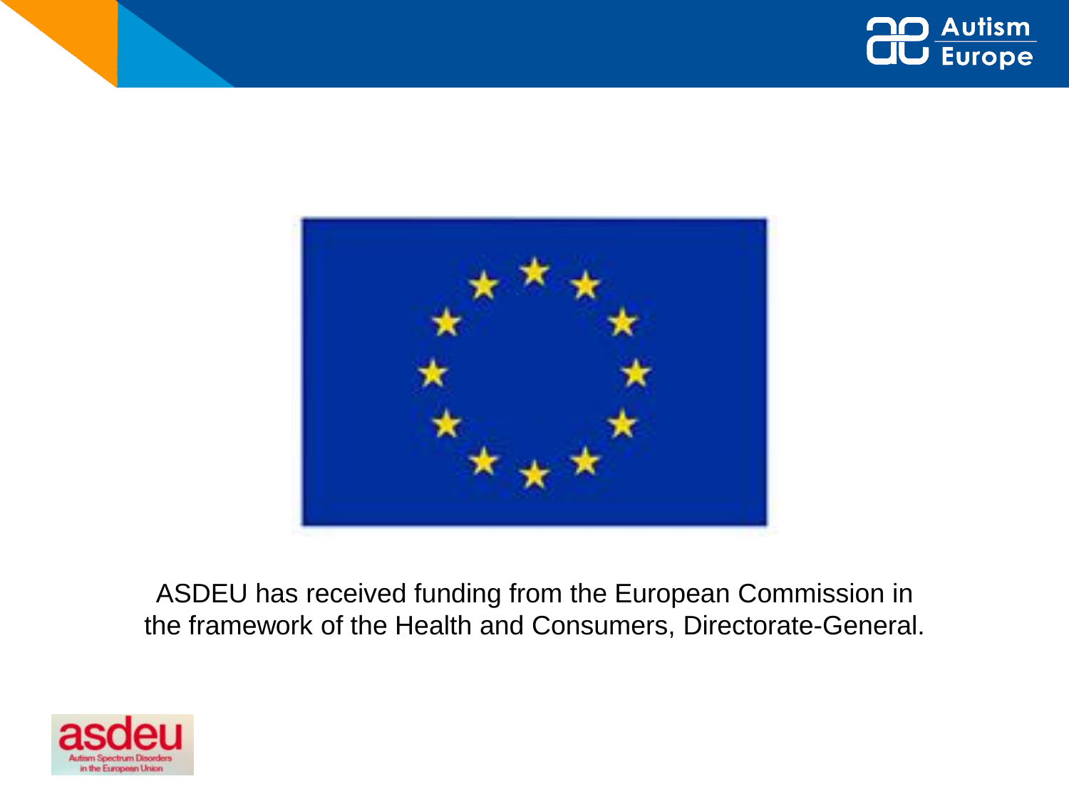ASDEU has received funding from the European Commission in the framework of the Health and Consumers, Directorate-General.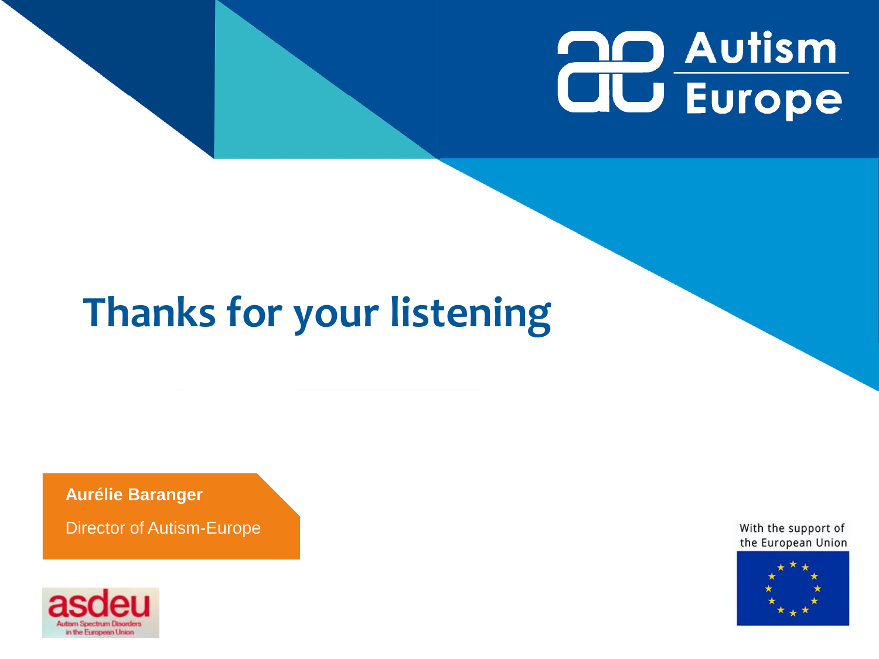Autism Europe

# Thanks for your listening

**Aurélie Baranger**

Director of Autism-Europe

asdeu
Autism Spectrum Disorders in the European Union

With the support of the European Union